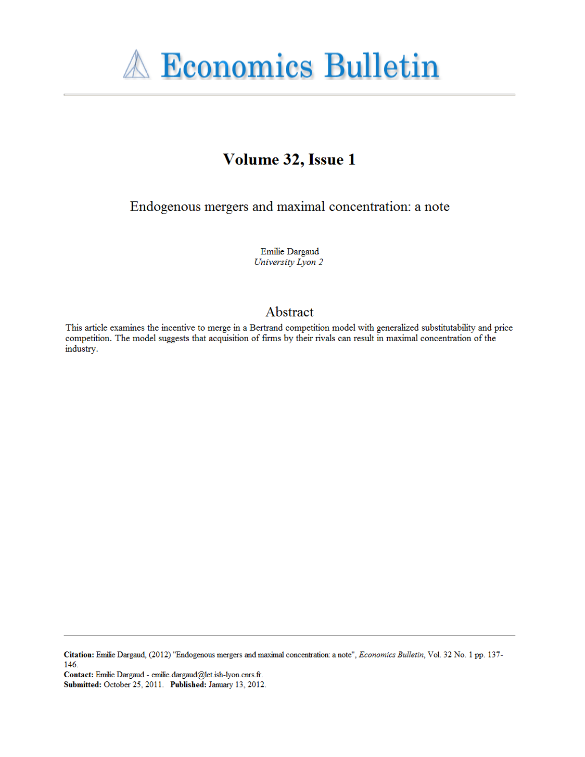# Economics Bulletin

## Volume 32, Issue 1

### Endogenous mergers and maximal concentration: a note

Emilie Dargaud
*University Lyon 2*

## Abstract

This article examines the incentive to merge in a Bertrand competition model with generalized substitutability and price competition. The model suggests that acquisition of firms by their rivals can result in maximal concentration of the industry.

**Citation:** Emilie Dargaud, (2012) "Endogenous mergers and maximal concentration: a note", *Economics Bulletin*, Vol. 32 No. 1 pp. 137-146.
**Contact:** Emilie Dargaud - emilie.dargaud@let.ish-lyon.cnrs.fr.
**Submitted:** October 25, 2011. **Published:** January 13, 2012.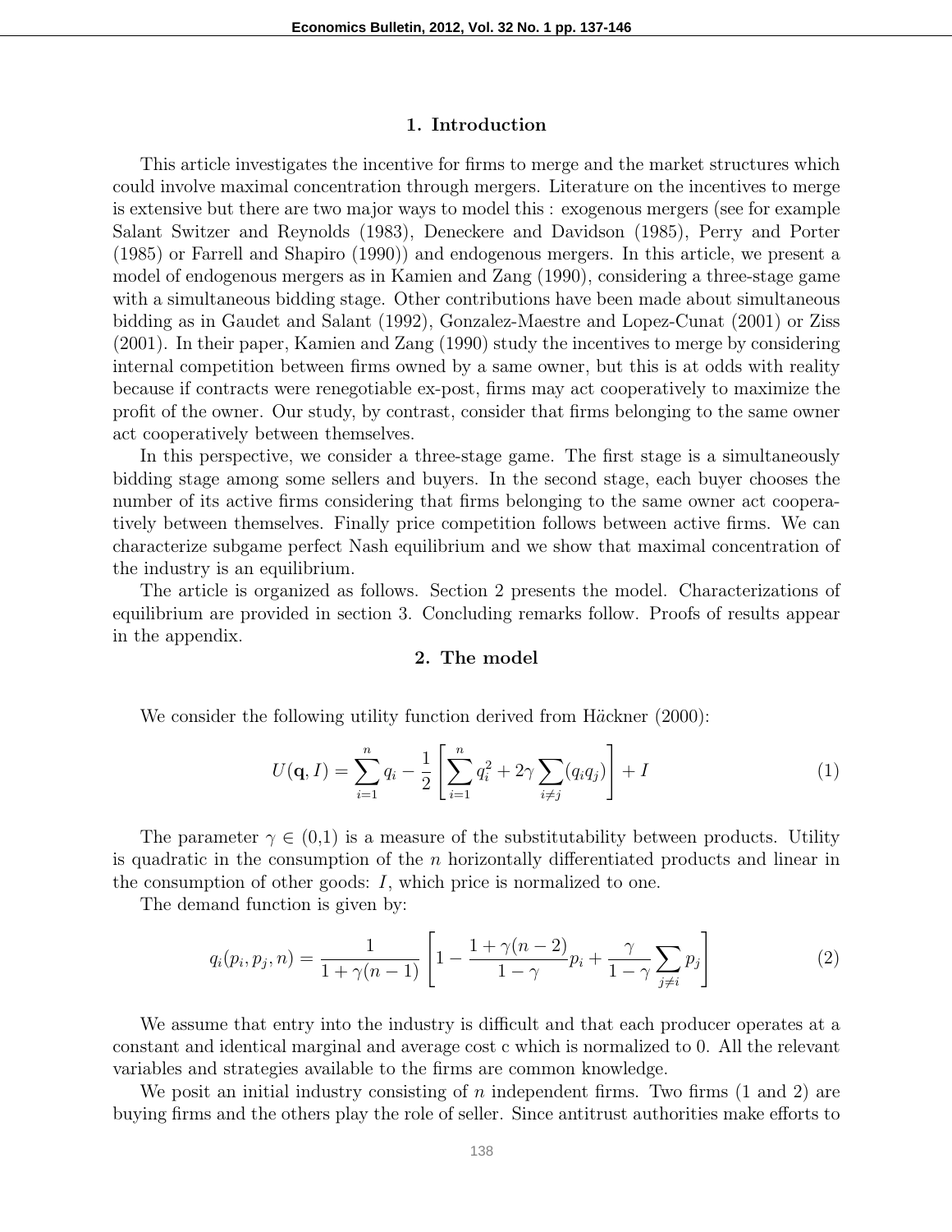## 1. Introduction

This article investigates the incentive for firms to merge and the market structures which could involve maximal concentration through mergers. Literature on the incentives to merge is extensive but there are two major ways to model this : exogenous mergers (see for example Salant Switzer and Reynolds (1983), Deneckere and Davidson (1985), Perry and Porter (1985) or Farrell and Shapiro (1990)) and endogenous mergers. In this article, we present a model of endogenous mergers as in Kamien and Zang (1990), considering a three-stage game with a simultaneous bidding stage. Other contributions have been made about simultaneous bidding as in Gaudet and Salant (1992), Gonzalez-Maestre and Lopez-Cunat (2001) or Ziss (2001). In their paper, Kamien and Zang (1990) study the incentives to merge by considering internal competition between firms owned by a same owner, but this is at odds with reality because if contracts were renegotiable ex-post, firms may act cooperatively to maximize the profit of the owner. Our study, by contrast, consider that firms belonging to the same owner act cooperatively between themselves.

In this perspective, we consider a three-stage game. The first stage is a simultaneously bidding stage among some sellers and buyers. In the second stage, each buyer chooses the number of its active firms considering that firms belonging to the same owner act cooperatively between themselves. Finally price competition follows between active firms. We can characterize subgame perfect Nash equilibrium and we show that maximal concentration of the industry is an equilibrium.

The article is organized as follows. Section 2 presents the model. Characterizations of equilibrium are provided in section 3. Concluding remarks follow. Proofs of results appear in the appendix.

## 2. The model

We consider the following utility function derived from Häckner (2000):

$$U(\mathbf{q}, I) = \sum_{i=1}^{n} q_i - \frac{1}{2}\left[\sum_{i=1}^{n} q_i^2 + 2\gamma \sum_{i \neq j}(q_i q_j)\right] + I \tag{1}$$

The parameter $\gamma \in (0,1)$ is a measure of the substitutability between products. Utility is quadratic in the consumption of the $n$ horizontally differentiated products and linear in the consumption of other goods: $I$, which price is normalized to one.

The demand function is given by:

$$q_i(p_i, p_j, n) = \frac{1}{1+\gamma(n-1)}\left[1 - \frac{1+\gamma(n-2)}{1-\gamma}p_i + \frac{\gamma}{1-\gamma}\sum_{j \neq i} p_j\right] \tag{2}$$

We assume that entry into the industry is difficult and that each producer operates at a constant and identical marginal and average cost c which is normalized to 0. All the relevant variables and strategies available to the firms are common knowledge.

We posit an initial industry consisting of $n$ independent firms. Two firms (1 and 2) are buying firms and the others play the role of seller. Since antitrust authorities make efforts to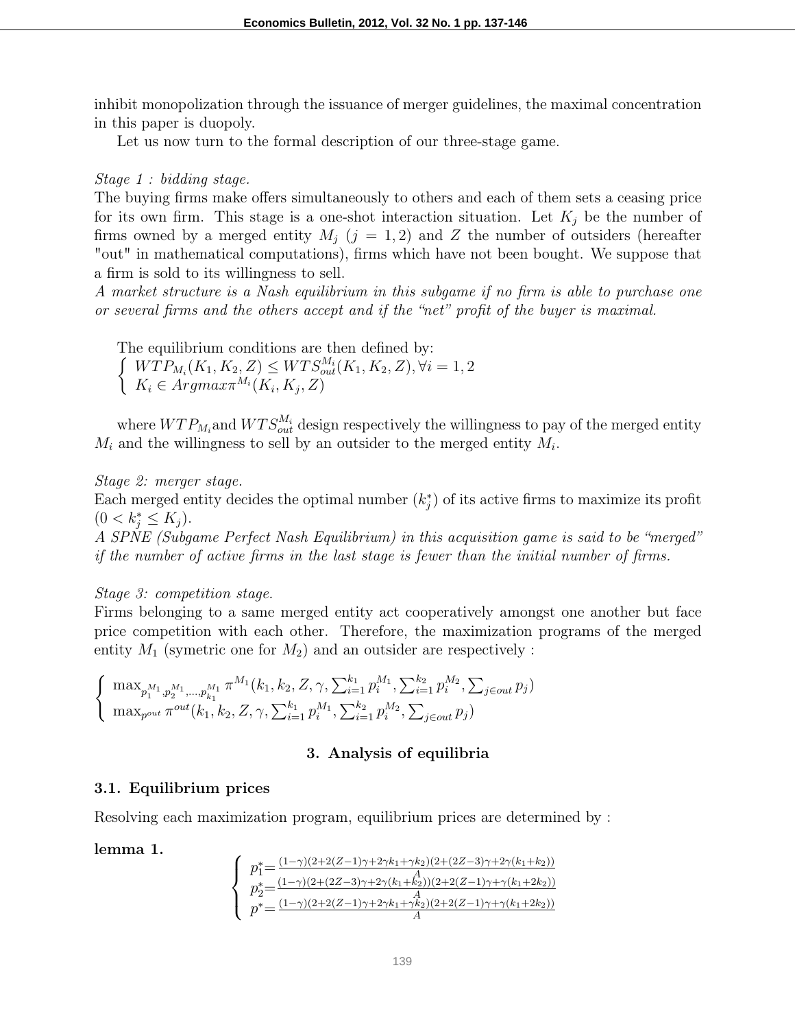inhibit monopolization through the issuance of merger guidelines, the maximal concentration in this paper is duopoly.

Let us now turn to the formal description of our three-stage game.

*Stage 1 : bidding stage.*

The buying firms make offers simultaneously to others and each of them sets a ceasing price for its own firm. This stage is a one-shot interaction situation. Let $K_j$ be the number of firms owned by a merged entity $M_j$ ($j = 1, 2$) and $Z$ the number of outsiders (hereafter "out" in mathematical computations), firms which have not been bought. We suppose that a firm is sold to its willingness to sell.

*A market structure is a Nash equilibrium in this subgame if no firm is able to purchase one or several firms and the others accept and if the "net" profit of the buyer is maximal.*

The equilibrium conditions are then defined by:

$$\begin{cases} WTP_{M_i}(K_1, K_2, Z) \leq WTS_{out}^{M_i}(K_1, K_2, Z), \forall i = 1, 2 \\ K_i \in Argmax \pi^{M_i}(K_i, K_j, Z) \end{cases}$$

where $WTP_{M_i}$ and $WTS_{out}^{M_i}$ design respectively the willingness to pay of the merged entity $M_i$ and the willingness to sell by an outsider to the merged entity $M_i$.

*Stage 2: merger stage.*

Each merged entity decides the optimal number ($k_j^*$) of its active firms to maximize its profit ($0 < k_j^* \leq K_j$).

*A SPNE (Subgame Perfect Nash Equilibrium) in this acquisition game is said to be "merged" if the number of active firms in the last stage is fewer than the initial number of firms.*

*Stage 3: competition stage.*

Firms belonging to a same merged entity act cooperatively amongst one another but face price competition with each other. Therefore, the maximization programs of the merged entity $M_1$ (symetric one for $M_2$) and an outsider are respectively :

$$\begin{cases} \max_{p_1^{M_1}, p_2^{M_1}, \ldots, p_{k_1}^{M_1}} \pi^{M_1}(k_1, k_2, Z, \gamma, \sum_{i=1}^{k_1} p_i^{M_1}, \sum_{i=1}^{k_2} p_i^{M_2}, \sum_{j \in out} p_j) \\ \max_{p^{out}} \pi^{out}(k_1, k_2, Z, \gamma, \sum_{i=1}^{k_1} p_i^{M_1}, \sum_{i=1}^{k_2} p_i^{M_2}, \sum_{j \in out} p_j) \end{cases}$$

## 3. Analysis of equilibria

### 3.1. Equilibrium prices

Resolving each maximization program, equilibrium prices are determined by :

**lemma 1.**

$$\begin{cases} p_1^* = \frac{(1-\gamma)(2+2(Z-1)\gamma+2\gamma k_1+\gamma k_2)(2+(2Z-3)\gamma+2\gamma(k_1+k_2))}{A} \\ p_2^* = \frac{(1-\gamma)(2+(2Z-3)\gamma+2\gamma(k_1+k_2))(2+2(Z-1)\gamma+\gamma(k_1+2k_2))}{A} \\ p^* = \frac{(1-\gamma)(2+2(Z-1)\gamma+2\gamma k_1+\gamma k_2)(2+2(Z-1)\gamma+\gamma(k_1+2k_2))}{A} \end{cases}$$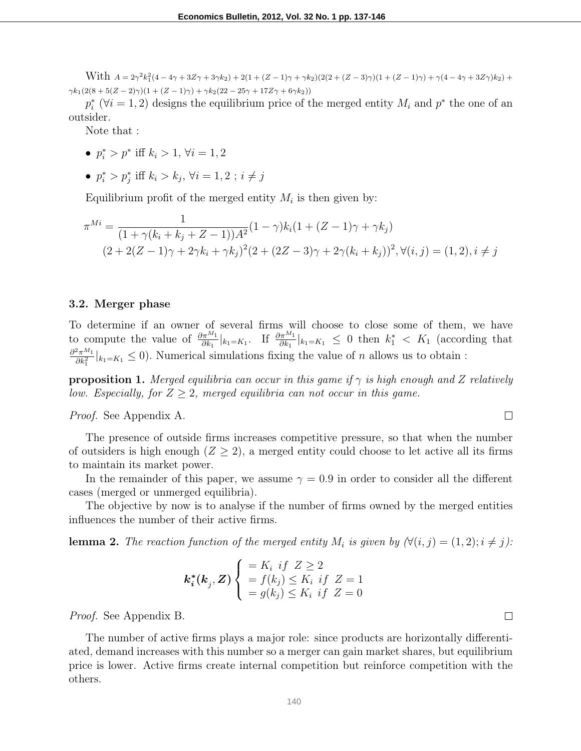With $A = 2\gamma^2 k_1^2(4-4\gamma+3Z\gamma+3\gamma k_2) + 2(1+(Z-1)\gamma+\gamma k_2)(2(2+(Z-3)\gamma)(1+(Z-1)\gamma)+\gamma(4-4\gamma+3Z\gamma)k_2) + \gamma k_1(2(8+5(Z-2)\gamma)(1+(Z-1)\gamma)+\gamma k_2(22-25\gamma+17Z\gamma+6\gamma k_2))$

$p_i^*$ ($\forall i = 1,2$) designs the equilibrium price of the merged entity $M_i$ and $p^*$ the one of an outsider.

Note that :

- $p_i^* > p^*$ iff $k_i > 1$, $\forall i = 1,2$
- $p_i^* > p_j^*$ iff $k_i > k_j$, $\forall i = 1,2$ ; $i \neq j$

Equilibrium profit of the merged entity $M_i$ is then given by:

$$\pi^{Mi} = \frac{1}{(1+\gamma(k_i+k_j+Z-1))A^2}(1-\gamma)k_i(1+(Z-1)\gamma+\gamma k_j)$$
$$(2+2(Z-1)\gamma+2\gamma k_i+\gamma k_j)^2(2+(2Z-3)\gamma+2\gamma(k_i+k_j))^2, \forall(i,j) = (1,2), i \neq j$$

### 3.2. Merger phase

To determine if an owner of several firms will choose to close some of them, we have to compute the value of $\frac{\partial \pi^{M_1}}{\partial k_1}|_{k_1=K_1}$. If $\frac{\partial \pi^{M_1}}{\partial k_1}|_{k_1=K_1} \leq 0$ then $k_1^* < K_1$ (according that $\frac{\partial^2 \pi^{M_1}}{\partial k_1^2}|_{k_1=K_1} \leq 0$). Numerical simulations fixing the value of $n$ allows us to obtain :

**proposition 1.** *Merged equilibria can occur in this game if $\gamma$ is high enough and $Z$ relatively low. Especially, for $Z \geq 2$, merged equilibria can not occur in this game.*

*Proof.* See Appendix A. □

The presence of outside firms increases competitive pressure, so that when the number of outsiders is high enough ($Z \geq 2$), a merged entity could choose to let active all its firms to maintain its market power.

In the remainder of this paper, we assume $\gamma = 0.9$ in order to consider all the different cases (merged or unmerged equilibria).

The objective by now is to analyse if the number of firms owned by the merged entities influences the number of their active firms.

**lemma 2.** *The reaction function of the merged entity $M_i$ is given by ($\forall(i,j) = (1,2); i \neq j$):*

$$\boldsymbol{k_i^*(k_j, Z)} \begin{cases} = K_i \ \ if \ \ Z \geq 2 \\ = f(k_j) \leq K_i \ \ if \ \ Z = 1 \\ = g(k_j) \leq K_i \ \ if \ \ Z = 0 \end{cases}$$

*Proof.* See Appendix B. □

The number of active firms plays a major role: since products are horizontally differentiated, demand increases with this number so a merger can gain market shares, but equilibrium price is lower. Active firms create internal competition but reinforce competition with the others.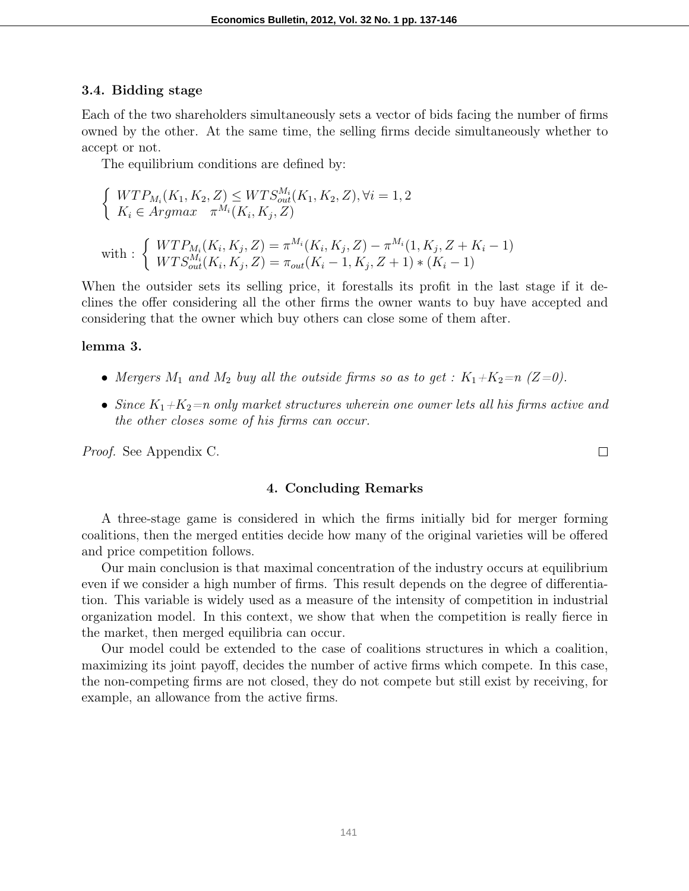### 3.4. Bidding stage

Each of the two shareholders simultaneously sets a vector of bids facing the number of firms owned by the other. At the same time, the selling firms decide simultaneously whether to accept or not.

The equilibrium conditions are defined by:

$$\begin{cases} WTP_{M_i}(K_1, K_2, Z) \leq WTS_{out}^{M_i}(K_1, K_2, Z), \forall i = 1, 2 \\ K_i \in Argmax \quad \pi^{M_i}(K_i, K_j, Z) \end{cases}$$

$$\text{with : } \begin{cases} WTP_{M_i}(K_i, K_j, Z) = \pi^{M_i}(K_i, K_j, Z) - \pi^{M_i}(1, K_j, Z + K_i - 1) \\ WTS_{out}^{M_i}(K_i, K_j, Z) = \pi_{out}(K_i - 1, K_j, Z + 1) * (K_i - 1) \end{cases}$$

When the outsider sets its selling price, it forestalls its profit in the last stage if it declines the offer considering all the other firms the owner wants to buy have accepted and considering that the owner which buy others can close some of them after.

**lemma 3.**

- *Mergers $M_1$ and $M_2$ buy all the outside firms so as to get : $K_1+K_2=n$ ($Z=0$).*
- *Since $K_1+K_2=n$ only market structures wherein one owner lets all his firms active and the other closes some of his firms can occur.*

*Proof.* See Appendix C. □

## 4. Concluding Remarks

A three-stage game is considered in which the firms initially bid for merger forming coalitions, then the merged entities decide how many of the original varieties will be offered and price competition follows.

Our main conclusion is that maximal concentration of the industry occurs at equilibrium even if we consider a high number of firms. This result depends on the degree of differentiation. This variable is widely used as a measure of the intensity of competition in industrial organization model. In this context, we show that when the competition is really fierce in the market, then merged equilibria can occur.

Our model could be extended to the case of coalitions structures in which a coalition, maximizing its joint payoff, decides the number of active firms which compete. In this case, the non-competing firms are not closed, they do not compete but still exist by receiving, for example, an allowance from the active firms.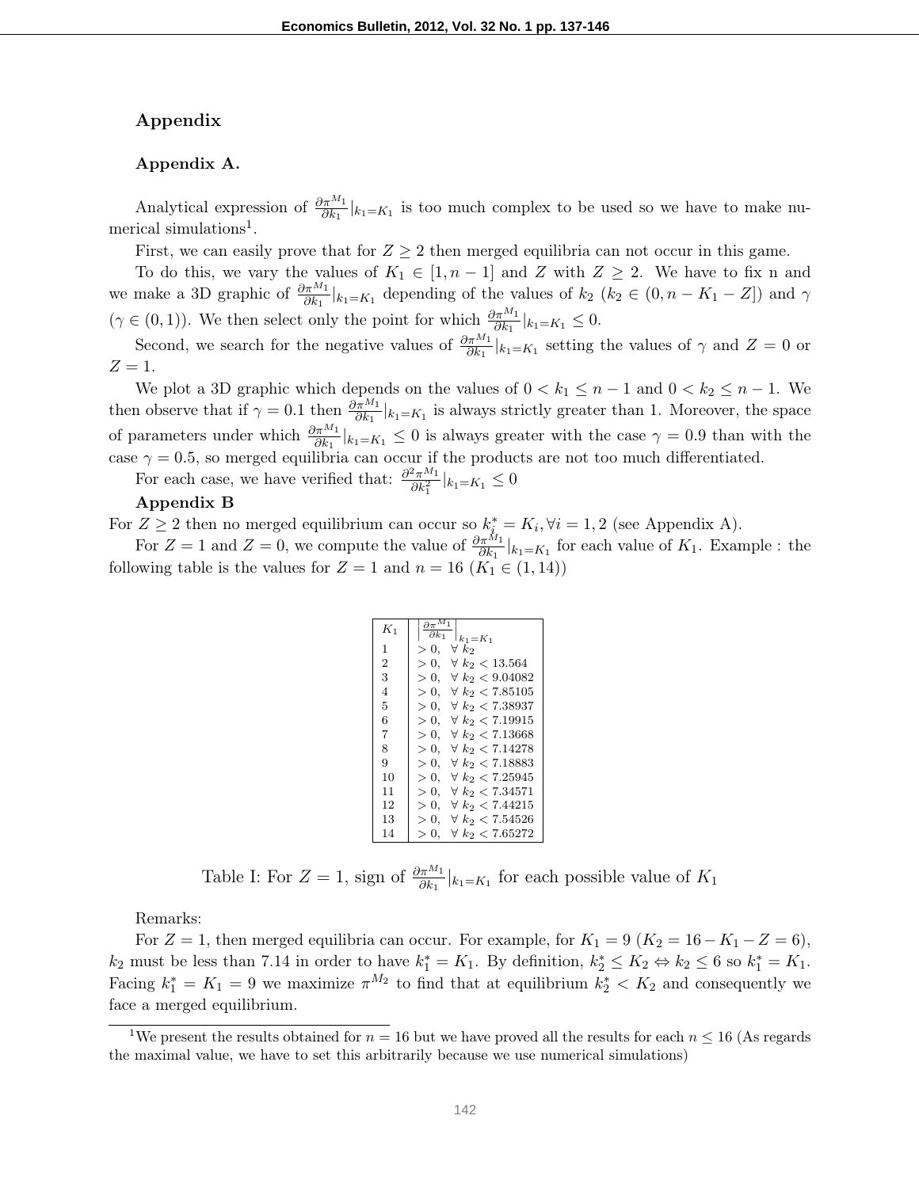## Appendix

### Appendix A.

Analytical expression of $\frac{\partial \pi^{M_1}}{\partial k_1}|_{k_1=K_1}$ is too much complex to be used so we have to make numerical simulations[1].

First, we can easily prove that for $Z \geq 2$ then merged equilibria can not occur in this game.

To do this, we vary the values of $K_1 \in [1, n-1]$ and $Z$ with $Z \geq 2$. We have to fix n and we make a 3D graphic of $\frac{\partial \pi^{M_1}}{\partial k_1}|_{k_1=K_1}$ depending of the values of $k_2$ ($k_2 \in (0, n - K_1 - Z]$) and $\gamma$ ($\gamma \in (0,1)$). We then select only the point for which $\frac{\partial \pi^{M_1}}{\partial k_1}|_{k_1=K_1} \leq 0$.

Second, we search for the negative values of $\frac{\partial \pi^{M_1}}{\partial k_1}|_{k_1=K_1}$ setting the values of $\gamma$ and $Z = 0$ or $Z = 1$.

We plot a 3D graphic which depends on the values of $0 < k_1 \leq n-1$ and $0 < k_2 \leq n-1$. We then observe that if $\gamma = 0.1$ then $\frac{\partial \pi^{M_1}}{\partial k_1}|_{k_1=K_1}$ is always strictly greater than 1. Moreover, the space of parameters under which $\frac{\partial \pi^{M_1}}{\partial k_1}|_{k_1=K_1} \leq 0$ is always greater with the case $\gamma = 0.9$ than with the case $\gamma = 0.5$, so merged equilibria can occur if the products are not too much differentiated.

For each case, we have verified that: $\frac{\partial^2 \pi^{M_1}}{\partial k_1^2}|_{k_1=K_1} \leq 0$

### Appendix B

For $Z \geq 2$ then no merged equilibrium can occur so $k_i^* = K_i, \forall i = 1, 2$ (see Appendix A).

For $Z = 1$ and $Z = 0$, we compute the value of $\frac{\partial \pi^{M_1}}{\partial k_1}|_{k_1=K_1}$ for each value of $K_1$. Example : the following table is the values for $Z = 1$ and $n = 16$ ($K_1 \in (1, 14)$)

| $K_1$ | $\left.\frac{\partial \pi^{M_1}}{\partial k_1}\right\|_{k_1=K_1}$ |
|---|---|
| 1 | $> 0, \ \forall k_2$ |
| 2 | $> 0, \ \forall k_2 < 13.564$ |
| 3 | $> 0, \ \forall k_2 < 9.04082$ |
| 4 | $> 0, \ \forall k_2 < 7.85105$ |
| 5 | $> 0, \ \forall k_2 < 7.38937$ |
| 6 | $> 0, \ \forall k_2 < 7.19915$ |
| 7 | $> 0, \ \forall k_2 < 7.13668$ |
| 8 | $> 0, \ \forall k_2 < 7.14278$ |
| 9 | $> 0, \ \forall k_2 < 7.18883$ |
| 10 | $> 0, \ \forall k_2 < 7.25945$ |
| 11 | $> 0, \ \forall k_2 < 7.34571$ |
| 12 | $> 0, \ \forall k_2 < 7.44215$ |
| 13 | $> 0, \ \forall k_2 < 7.54526$ |
| 14 | $> 0, \ \forall k_2 < 7.65272$ |

Table I: For $Z = 1$, sign of $\frac{\partial \pi^{M_1}}{\partial k_1}|_{k_1=K_1}$ for each possible value of $K_1$

Remarks:

For $Z = 1$, then merged equilibria can occur. For example, for $K_1 = 9$ ($K_2 = 16 - K_1 - Z = 6$), $k_2$ must be less than 7.14 in order to have $k_1^* = K_1$. By definition, $k_2^* \leq K_2 \Leftrightarrow k_2 \leq 6$ so $k_1^* = K_1$. Facing $k_1^* = K_1 = 9$ we maximize $\pi^{M_2}$ to find that at equilibrium $k_2^* < K_2$ and consequently we face a merged equilibrium.

[1] We present the results obtained for $n = 16$ but we have proved all the results for each $n \leq 16$ (As regards the maximal value, we have to set this arbitrarily because we use numerical simulations)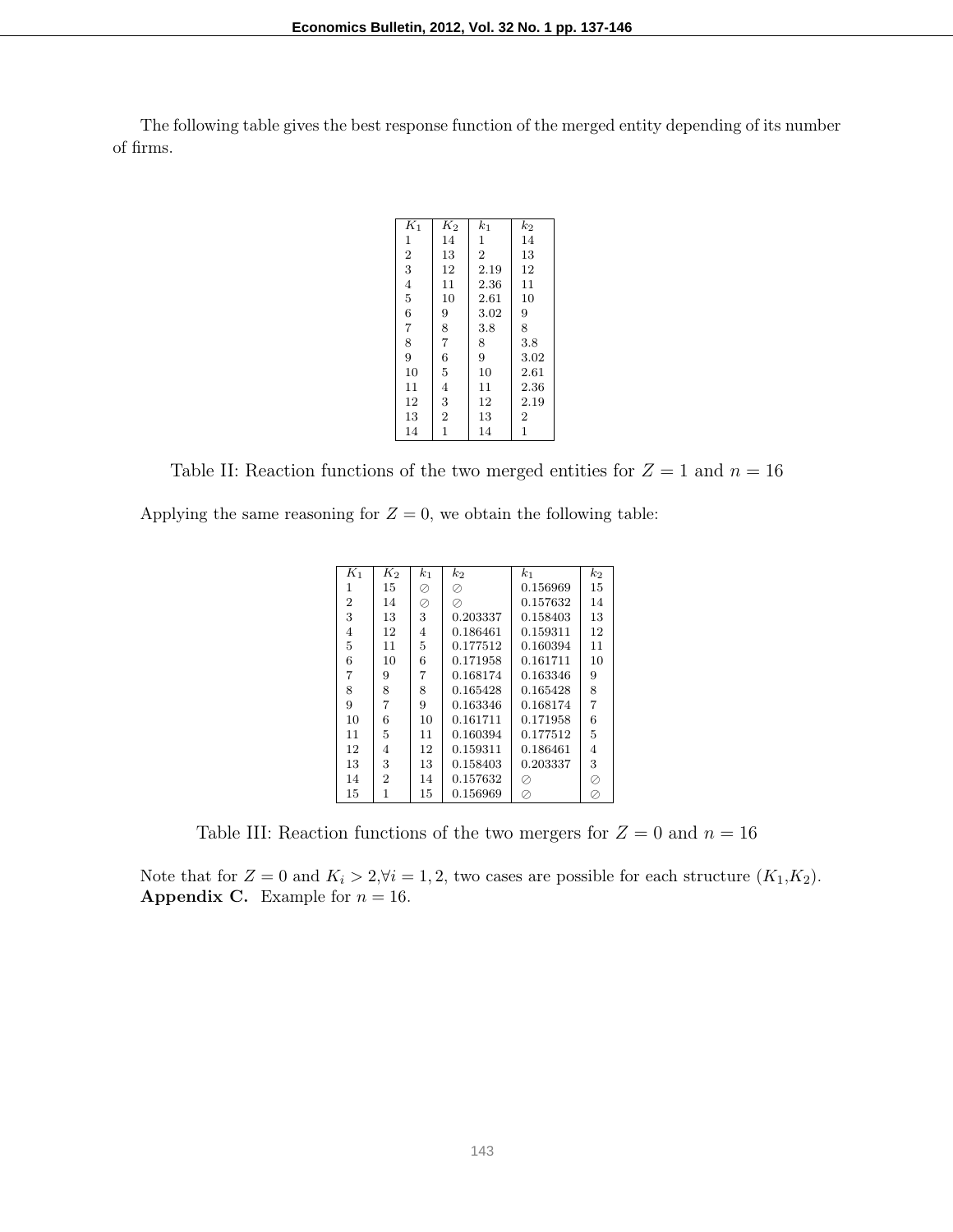The following table gives the best response function of the merged entity depending of its number of firms.

| $K_1$ | $K_2$ | $k_1$ | $k_2$ |
|---|---|---|---|
| 1 | 14 | 1 | 14 |
| 2 | 13 | 2 | 13 |
| 3 | 12 | 2.19 | 12 |
| 4 | 11 | 2.36 | 11 |
| 5 | 10 | 2.61 | 10 |
| 6 | 9 | 3.02 | 9 |
| 7 | 8 | 3.8 | 8 |
| 8 | 7 | 8 | 3.8 |
| 9 | 6 | 9 | 3.02 |
| 10 | 5 | 10 | 2.61 |
| 11 | 4 | 11 | 2.36 |
| 12 | 3 | 12 | 2.19 |
| 13 | 2 | 13 | 2 |
| 14 | 1 | 14 | 1 |

Table II: Reaction functions of the two merged entities for $Z = 1$ and $n = 16$

Applying the same reasoning for $Z = 0$, we obtain the following table:

| $K_1$ | $K_2$ | $k_1$ | $k_2$ | $k_1$ | $k_2$ |
|---|---|---|---|---|---|
| 1 | 15 | $\oslash$ | $\oslash$ | 0.156969 | 15 |
| 2 | 14 | $\oslash$ | $\oslash$ | 0.157632 | 14 |
| 3 | 13 | 3 | 0.203337 | 0.158403 | 13 |
| 4 | 12 | 4 | 0.186461 | 0.159311 | 12 |
| 5 | 11 | 5 | 0.177512 | 0.160394 | 11 |
| 6 | 10 | 6 | 0.171958 | 0.161711 | 10 |
| 7 | 9 | 7 | 0.168174 | 0.163346 | 9 |
| 8 | 8 | 8 | 0.165428 | 0.165428 | 8 |
| 9 | 7 | 9 | 0.163346 | 0.168174 | 7 |
| 10 | 6 | 10 | 0.161711 | 0.171958 | 6 |
| 11 | 5 | 11 | 0.160394 | 0.177512 | 5 |
| 12 | 4 | 12 | 0.159311 | 0.186461 | 4 |
| 13 | 3 | 13 | 0.158403 | 0.203337 | 3 |
| 14 | 2 | 14 | 0.157632 | $\oslash$ | $\oslash$ |
| 15 | 1 | 15 | 0.156969 | $\oslash$ | $\oslash$ |

Table III: Reaction functions of the two mergers for $Z = 0$ and $n = 16$

Note that for $Z = 0$ and $K_i > 2, \forall i = 1, 2$, two cases are possible for each structure ($K_1$,$K_2$).
**Appendix C.** Example for $n = 16$.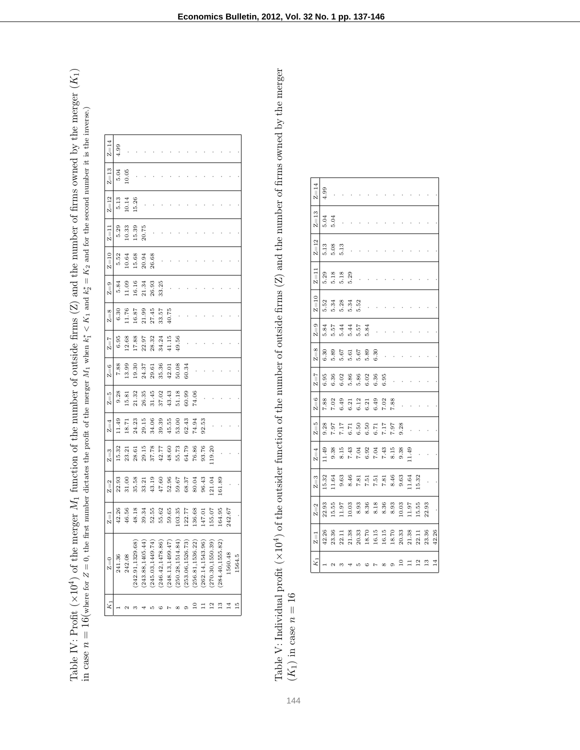Table IV: Profit ($\times 10^4$) of the merger $M_1$ function of the number of outside firms ($Z$) and the number of firms owned by the merger ($K_1$) in case $n = 16$(where for $Z = 0$, the first number dictates the profit of the merger $M_1$ when $k_1^* < K_1$ and $k_2^* = K_2$ and for the second number it is the inverse.)

| $K_1$ | Z=0 | Z=1 | Z=2 | Z=3 | Z=4 | Z=5 | Z=6 | Z=7 | Z=8 | Z=9 | Z=10 | Z=11 | Z=12 | Z=13 | Z=14 |
|---|---|---|---|---|---|---|---|---|---|---|---|---|---|---|---|
| 1 | 241.36 | 42.26 | 22.93 | 15.32 | 11.49 | 9.28 | 7.88 | 6.95 | 6.30 | 5.84 | 5.52 | 5.29 | 5.13 | 5.04 | 4.99 |
| 2 | 242.08 | 46.56 | 31.00 | 23.21 | 18.71 | 15.81 | 13.99 | 12.68 | 11.76 | 11.09 | 10.64 | 10.33 | 10.14 | 10.05 | . |
| 3 | (242.91,1329.68) | 48.18 | 35.58 | 28.61 | 24.23 | 21.32 | 19.30 | 17.88 | 16.87 | 16.16 | 15.68 | 15.39 | 15.26 | . | . |
| 4 | (243.88,1405.44) | 39.34 | 33.21 | 29.15 | 29.15 | 26.35 | 24.37 | 22.97 | 21.99 | 21.34 | 20.94 | 20.75 | . | . | . |
| 5 | (245.03,1449.74) | 52.55 | 43.19 | 37.78 | 34.06 | 31.45 | 29.61 | 28.32 | 27.45 | 26.93 | 26.68 | . | . | . | . |
| 6 | (246.42,1478.86) | 55.62 | 47.60 | 42.77 | 39.39 | 37.02 | 35.36 | 34.24 | 33.57 | 33.25 | . | . | . | . | . |
| 7 | (248.13,1499.47) | 59.65 | 52.96 | 48.60 | 45.55 | 43.43 | 42.01 | 41.15 | 40.75 | . | . | . | . | . | . |
| 8 | (250.28,1514.84) | 103.35 | 59.67 | 55.73 | 53.00 | 51.18 | 50.08 | 49.56 | . | . | . | . | . | . | . |
| 9 | (253.06,1526.73) | 122.77 | 68.37 | 64.79 | 62.43 | 60.99 | 60.34 | . | . | . | . | . | . | . | . |
| 10 | (256.81,1536.22) | 136.68 | 80.04 | 76.86 | 74.94 | 74.06 | . | . | . | . | . | . | . | . | . |
| 11 | (262.14,1543.96) | 147.01 | 96.43 | 93.76 | 92.53 | . | . | . | . | . | . | . | . | . | . |
| 12 | (270.30,1550.39) | 155.07 | 121.04 | 119.20 | . | . | . | . | . | . | . | . | . | . | . |
| 13 | (284.40,1555.82) | 164.95 | 161.89 | . | . | . | . | . | . | . | . | . | . | . | . |
| 14 | 1560.48 | 242.67 | . | . | . | . | . | . | . | . | . | . | . | . | . |
| 15 | 1564.5 | . | . | . | . | . | . | . | . | . | . | . | . | . | . |

Table V: Individual profit ($\times 10^4$) of the outsider function of the number of outside firms ($Z$) and the number of firms owned by the merger ($K_1$) in case $n = 16$

| $K_1$ | Z=1 | Z=2 | Z=3 | Z=4 | Z=5 | Z=6 | Z=7 | Z=8 | Z=9 | Z=10 | Z=11 | Z=12 | Z=13 | Z=14 |
|---|---|---|---|---|---|---|---|---|---|---|---|---|---|---|
| 1 | 42.26 | 22.93 | 15.32 | 11.49 | 9.28 | 7.88 | 6.95 | 6.30 | 5.84 | 5.52 | 5.29 | 5.13 | 5.04 | 4.99 |
| 2 | 23.36 | 15.55 | 11.64 | 9.38 | 7.97 | 7.02 | 6.36 | 5.89 | 5.57 | 5.34 | 5.18 | 5.08 | 5.04 | . |
| 3 | 22.11 | 11.97 | 9.63 | 8.15 | 7.17 | 6.49 | 6.02 | 5.67 | 5.44 | 5.28 | 5.18 | 5.13 | . | . |
| 4 | 21.38 | 10.03 | 8.46 | 7.43 | 6.71 | 6.21 | 5.86 | 5.61 | 5.44 | 5.34 | 5.29 | . | . | . |
| 5 | 20.33 | 8.93 | 7.81 | 7.04 | 6.50 | 6.12 | 5.86 | 5.67 | 5.57 | 5.52 | . | . | . | . |
| 6 | 18.70 | 8.36 | 7.51 | 6.92 | 6.50 | 6.21 | 6.02 | 5.89 | 5.84 | . | . | . | . | . |
| 7 | 16.15 | 8.18 | 7.51 | 7.04 | 6.71 | 6.49 | 6.36 | 6.30 | . | . | . | . | . | . |
| 8 | 16.15 | 8.36 | 7.81 | 7.43 | 7.17 | 7.02 | 6.95 | . | . | . | . | . | . | . |
| 9 | 18.70 | 8.93 | 8.46 | 8.15 | 7.97 | 7.88 | . | . | . | . | . | . | . | . |
| 10 | 20.33 | 10.03 | 9.63 | 9.38 | 9.28 | . | . | . | . | . | . | . | . | . |
| 11 | 21.38 | 11.97 | 11.64 | 11.49 | . | . | . | . | . | . | . | . | . | . |
| 12 | 22.11 | 15.55 | 15.32 | . | . | . | . | . | . | . | . | . | . | . |
| 13 | 23.36 | 22.93 | . | . | . | . | . | . | . | . | . | . | . | . |
| 14 | 42.26 | . | . | . | . | . | . | . | . | . | . | . | . | . |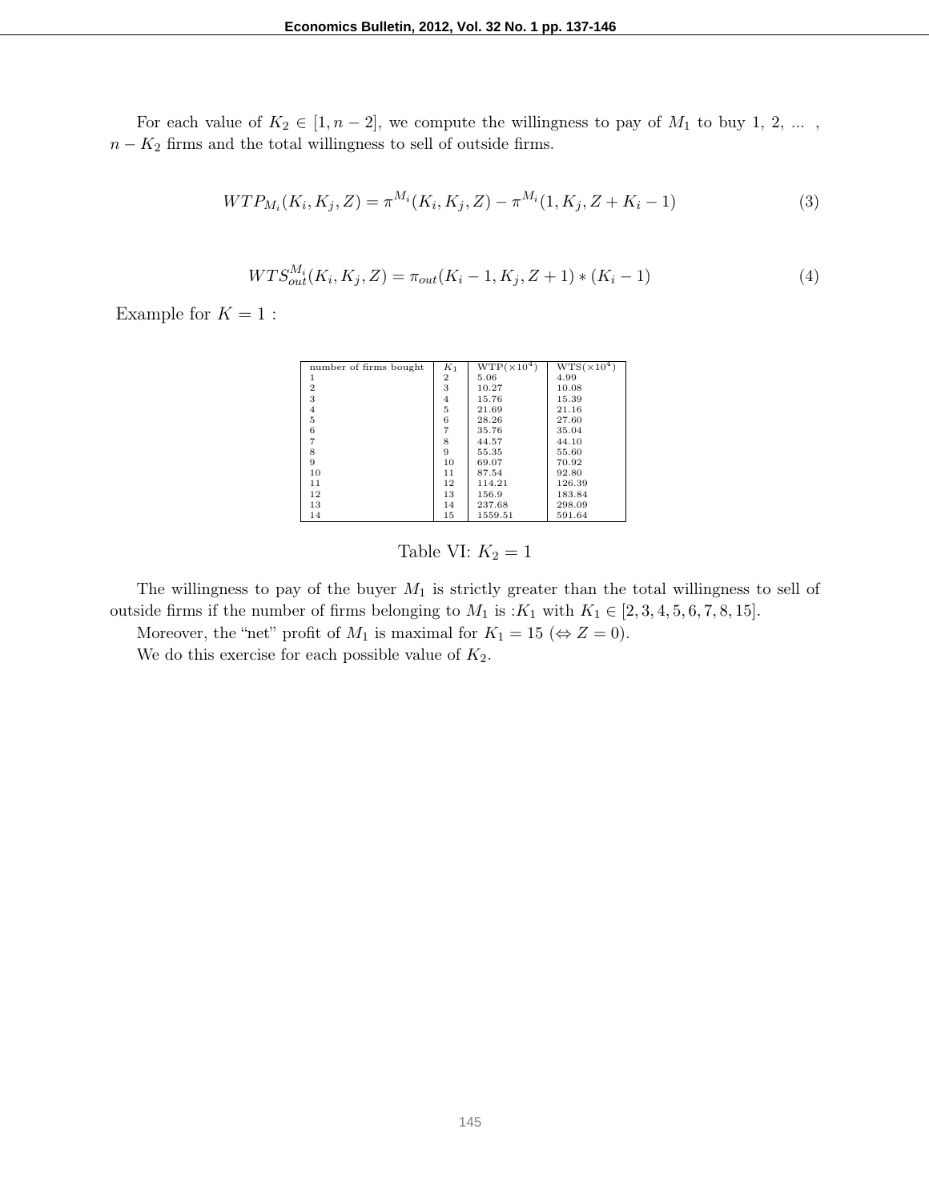For each value of $K_2 \in [1, n-2]$, we compute the willingness to pay of $M_1$ to buy 1, 2, ... , $n - K_2$ firms and the total willingness to sell of outside firms.

$$WTP_{M_i}(K_i, K_j, Z) = \pi^{M_i}(K_i, K_j, Z) - \pi^{M_i}(1, K_j, Z + K_i - 1) \tag{3}$$

$$WTS_{out}^{M_i}(K_i, K_j, Z) = \pi_{out}(K_i - 1, K_j, Z + 1) * (K_i - 1) \tag{4}$$

Example for $K = 1$ :

| number of firms bought | $K_1$ | WTP($\times 10^4$) | WTS($\times 10^4$) |
|---|---|---|---|
| 1 | 2 | 5.06 | 4.99 |
| 2 | 3 | 10.27 | 10.08 |
| 3 | 4 | 15.76 | 15.39 |
| 4 | 5 | 21.69 | 21.16 |
| 5 | 6 | 28.26 | 27.60 |
| 6 | 7 | 35.76 | 35.04 |
| 7 | 8 | 44.57 | 44.10 |
| 8 | 9 | 55.35 | 55.60 |
| 9 | 10 | 69.07 | 70.92 |
| 10 | 11 | 87.54 | 92.80 |
| 11 | 12 | 114.21 | 126.39 |
| 12 | 13 | 156.9 | 183.84 |
| 13 | 14 | 237.68 | 298.09 |
| 14 | 15 | 1559.51 | 591.64 |

Table VI: $K_2 = 1$

The willingness to pay of the buyer $M_1$ is strictly greater than the total willingness to sell of outside firms if the number of firms belonging to $M_1$ is :$K_1$ with $K_1 \in [2, 3, 4, 5, 6, 7, 8, 15]$.

Moreover, the "net" profit of $M_1$ is maximal for $K_1 = 15$ ($\Leftrightarrow Z = 0$).

We do this exercise for each possible value of $K_2$.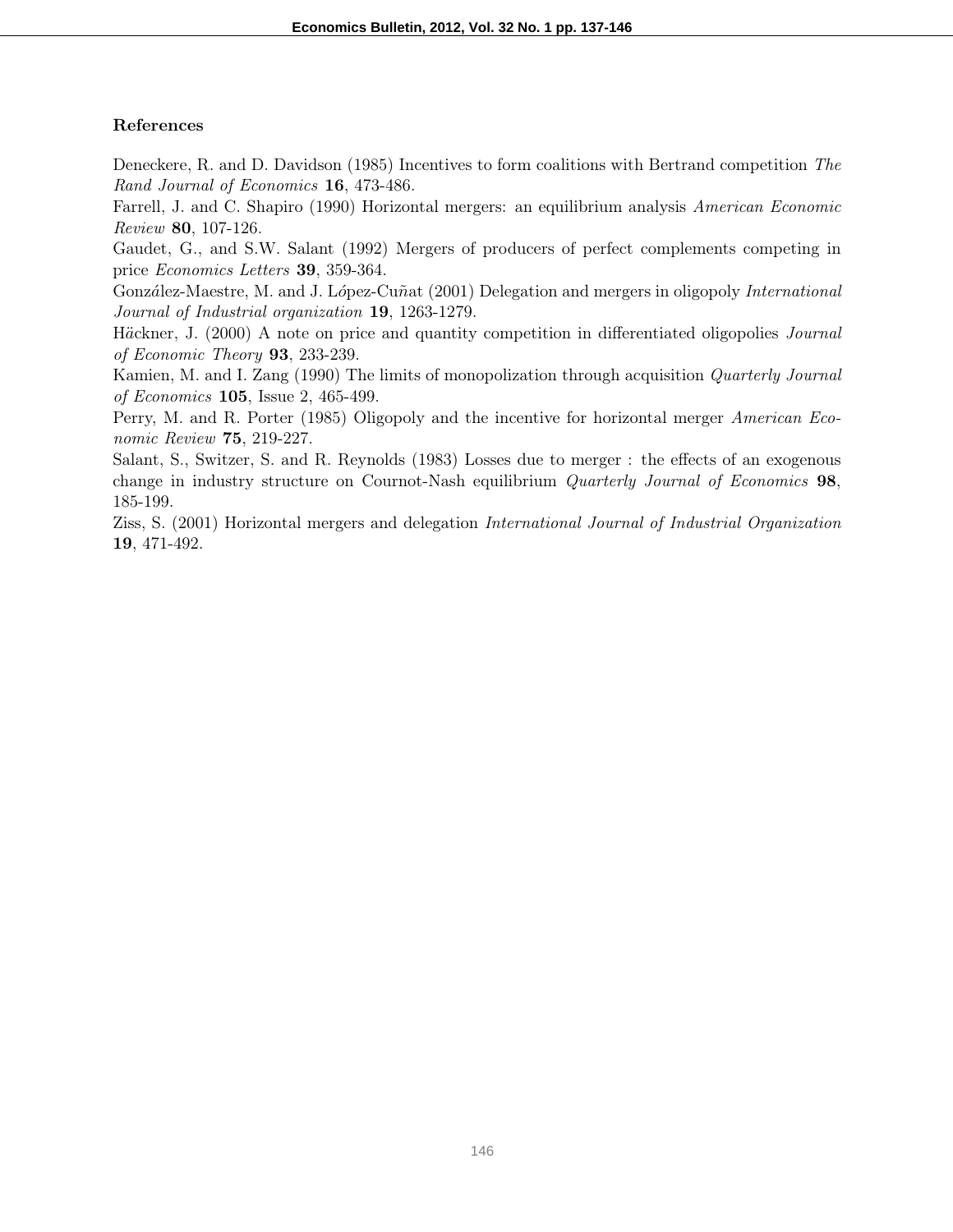**References**

Deneckere, R. and D. Davidson (1985) Incentives to form coalitions with Bertrand competition *The Rand Journal of Economics* **16**, 473-486.

Farrell, J. and C. Shapiro (1990) Horizontal mergers: an equilibrium analysis *American Economic Review* **80**, 107-126.

Gaudet, G., and S.W. Salant (1992) Mergers of producers of perfect complements competing in price *Economics Letters* **39**, 359-364.

González-Maestre, M. and J. López-Cuñat (2001) Delegation and mergers in oligopoly *International Journal of Industrial organization* **19**, 1263-1279.

Häckner, J. (2000) A note on price and quantity competition in differentiated oligopolies *Journal of Economic Theory* **93**, 233-239.

Kamien, M. and I. Zang (1990) The limits of monopolization through acquisition *Quarterly Journal of Economics* **105**, Issue 2, 465-499.

Perry, M. and R. Porter (1985) Oligopoly and the incentive for horizontal merger *American Economic Review* **75**, 219-227.

Salant, S., Switzer, S. and R. Reynolds (1983) Losses due to merger : the effects of an exogenous change in industry structure on Cournot-Nash equilibrium *Quarterly Journal of Economics* **98**, 185-199.

Ziss, S. (2001) Horizontal mergers and delegation *International Journal of Industrial Organization* **19**, 471-492.